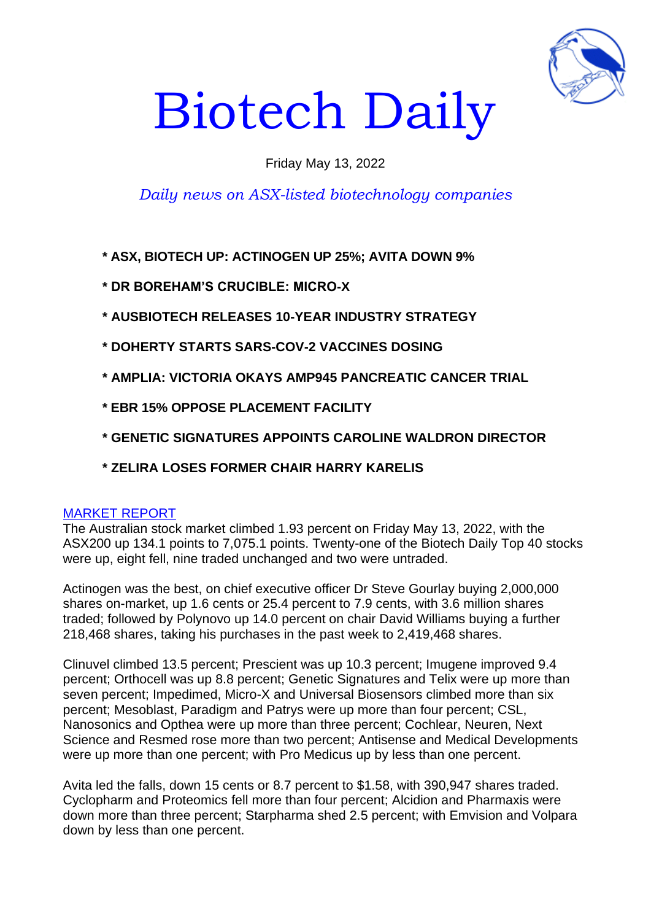# Biotech Daily

Friday May 13, 2022

*Daily news on ASX-listed biotechnology companies*

**\* ASX, BIOTECH UP: ACTINOGEN UP 25%; AVITA DOWN 9%**

**\* DR BOREHAM'S CRUCIBLE: MICRO-X**

**\* AUSBIOTECH RELEASES 10-YEAR INDUSTRY STRATEGY**

**\* DOHERTY STARTS SARS-COV-2 VACCINES DOSING**

**\* AMPLIA: VICTORIA OKAYS AMP945 PANCREATIC CANCER TRIAL**

**\* EBR 15% OPPOSE PLACEMENT FACILITY**

**\* GENETIC SIGNATURES APPOINTS CAROLINE WALDRON DIRECTOR**

**\* ZELIRA LOSES FORMER CHAIR HARRY KARELIS**

## MARKET REPORT

The Australian stock market climbed 1.93 percent on Friday May 13, 2022, with the ASX200 up 134.1 points to 7,075.1 points. Twenty-one of the Biotech Daily Top 40 stocks were up, eight fell, nine traded unchanged and two were untraded.

Actinogen was the best, on chief executive officer Dr Steve Gourlay buying 2,000,000 shares on-market, up 1.6 cents or 25.4 percent to 7.9 cents, with 3.6 million shares traded; followed by Polynovo up 14.0 percent on chair David Williams buying a further 218,468 shares, taking his purchases in the past week to 2,419,468 shares.

Clinuvel climbed 13.5 percent; Prescient was up 10.3 percent; Imugene improved 9.4 percent; Orthocell was up 8.8 percent; Genetic Signatures and Telix were up more than seven percent; Impedimed, Micro-X and Universal Biosensors climbed more than six percent; Mesoblast, Paradigm and Patrys were up more than four percent; CSL, Nanosonics and Opthea were up more than three percent; Cochlear, Neuren, Next Science and Resmed rose more than two percent; Antisense and Medical Developments were up more than one percent; with Pro Medicus up by less than one percent.

Avita led the falls, down 15 cents or 8.7 percent to $1.58, with 390,947 shares traded. Cyclopharm and Proteomics fell more than four percent; Alcidion and Pharmaxis were down more than three percent; Starpharma shed 2.5 percent; with Emvision and Volpara down by less than one percent.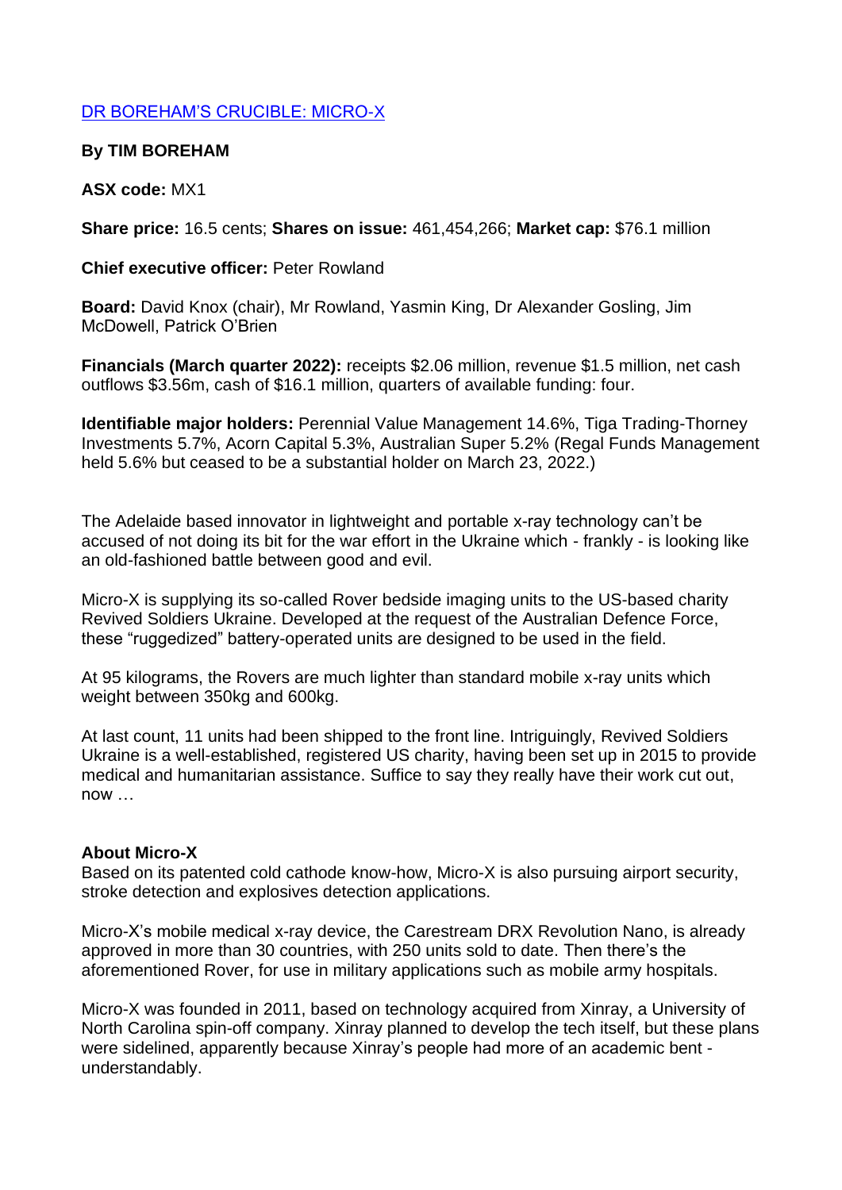[DR BOREHAM'S CRUCIBLE: MICRO-X]

**By TIM BOREHAM**

**ASX code:** MX1

**Share price:** 16.5 cents; **Shares on issue:** 461,454,266; **Market cap:** $76.1 million

**Chief executive officer:** Peter Rowland

**Board:** David Knox (chair), Mr Rowland, Yasmin King, Dr Alexander Gosling, Jim McDowell, Patrick O'Brien

**Financials (March quarter 2022):** receipts $2.06 million, revenue $1.5 million, net cash outflows $3.56m, cash of $16.1 million, quarters of available funding: four.

**Identifiable major holders:** Perennial Value Management 14.6%, Tiga Trading-Thorney Investments 5.7%, Acorn Capital 5.3%, Australian Super 5.2% (Regal Funds Management held 5.6% but ceased to be a substantial holder on March 23, 2022.)

The Adelaide based innovator in lightweight and portable x-ray technology can't be accused of not doing its bit for the war effort in the Ukraine which - frankly - is looking like an old-fashioned battle between good and evil.

Micro-X is supplying its so-called Rover bedside imaging units to the US-based charity Revived Soldiers Ukraine. Developed at the request of the Australian Defence Force, these "ruggedized" battery-operated units are designed to be used in the field.

At 95 kilograms, the Rovers are much lighter than standard mobile x-ray units which weight between 350kg and 600kg.

At last count, 11 units had been shipped to the front line. Intriguingly, Revived Soldiers Ukraine is a well-established, registered US charity, having been set up in 2015 to provide medical and humanitarian assistance. Suffice to say they really have their work cut out, now …

**About Micro-X**

Based on its patented cold cathode know-how, Micro-X is also pursuing airport security, stroke detection and explosives detection applications.

Micro-X's mobile medical x-ray device, the Carestream DRX Revolution Nano, is already approved in more than 30 countries, with 250 units sold to date. Then there's the aforementioned Rover, for use in military applications such as mobile army hospitals.

Micro-X was founded in 2011, based on technology acquired from Xinray, a University of North Carolina spin-off company. Xinray planned to develop the tech itself, but these plans were sidelined, apparently because Xinray's people had more of an academic bent - understandably.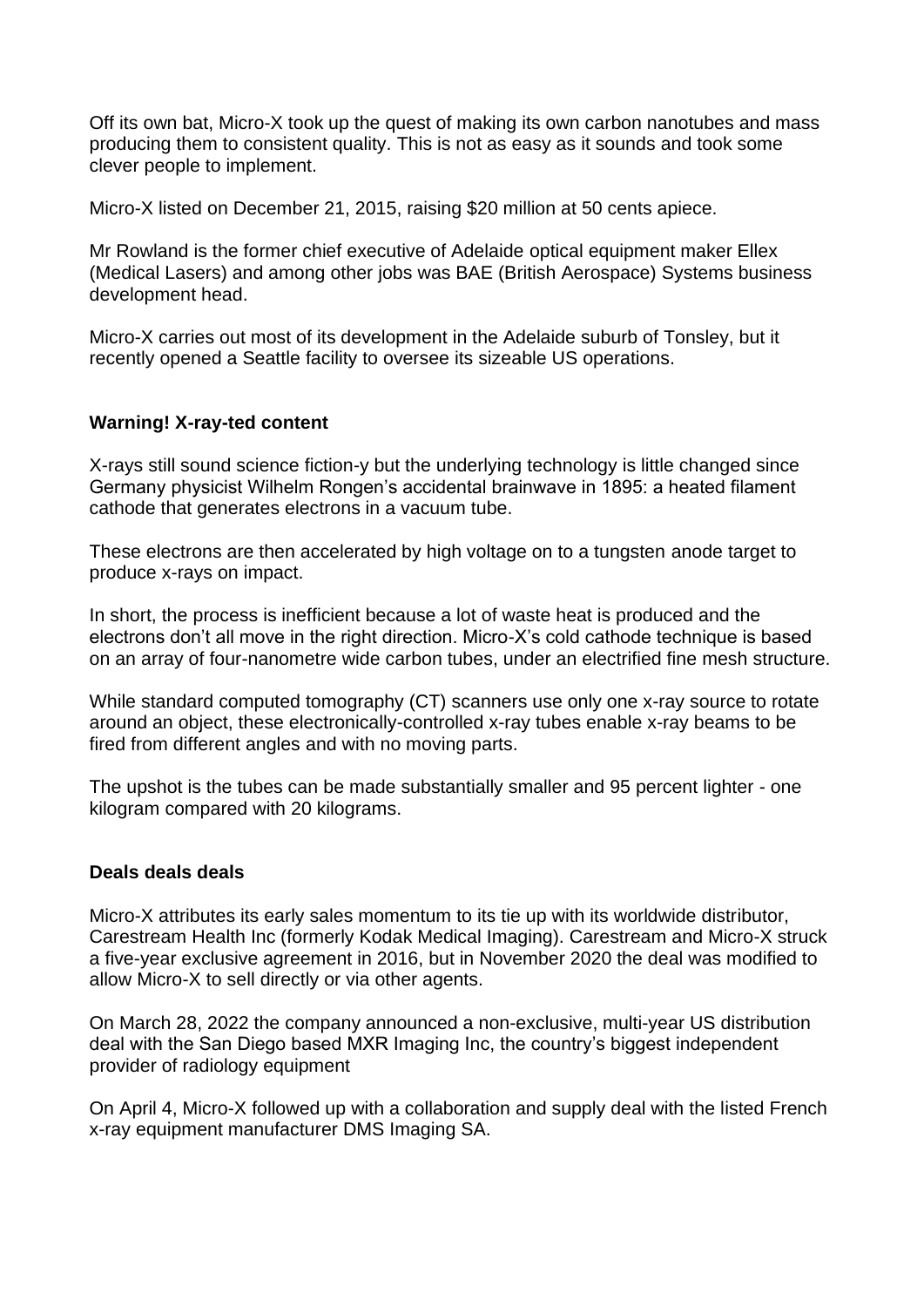Off its own bat, Micro-X took up the quest of making its own carbon nanotubes and mass producing them to consistent quality. This is not as easy as it sounds and took some clever people to implement.

Micro-X listed on December 21, 2015, raising $20 million at 50 cents apiece.

Mr Rowland is the former chief executive of Adelaide optical equipment maker Ellex (Medical Lasers) and among other jobs was BAE (British Aerospace) Systems business development head.

Micro-X carries out most of its development in the Adelaide suburb of Tonsley, but it recently opened a Seattle facility to oversee its sizeable US operations.

**Warning! X-ray-ted content**

X-rays still sound science fiction-y but the underlying technology is little changed since Germany physicist Wilhelm Rongen's accidental brainwave in 1895: a heated filament cathode that generates electrons in a vacuum tube.

These electrons are then accelerated by high voltage on to a tungsten anode target to produce x-rays on impact.

In short, the process is inefficient because a lot of waste heat is produced and the electrons don't all move in the right direction. Micro-X's cold cathode technique is based on an array of four-nanometre wide carbon tubes, under an electrified fine mesh structure.

While standard computed tomography (CT) scanners use only one x-ray source to rotate around an object, these electronically-controlled x-ray tubes enable x-ray beams to be fired from different angles and with no moving parts.

The upshot is the tubes can be made substantially smaller and 95 percent lighter - one kilogram compared with 20 kilograms.

**Deals deals deals**

Micro-X attributes its early sales momentum to its tie up with its worldwide distributor, Carestream Health Inc (formerly Kodak Medical Imaging). Carestream and Micro-X struck a five-year exclusive agreement in 2016, but in November 2020 the deal was modified to allow Micro-X to sell directly or via other agents.

On March 28, 2022 the company announced a non-exclusive, multi-year US distribution deal with the San Diego based MXR Imaging Inc, the country's biggest independent provider of radiology equipment

On April 4, Micro-X followed up with a collaboration and supply deal with the listed French x-ray equipment manufacturer DMS Imaging SA.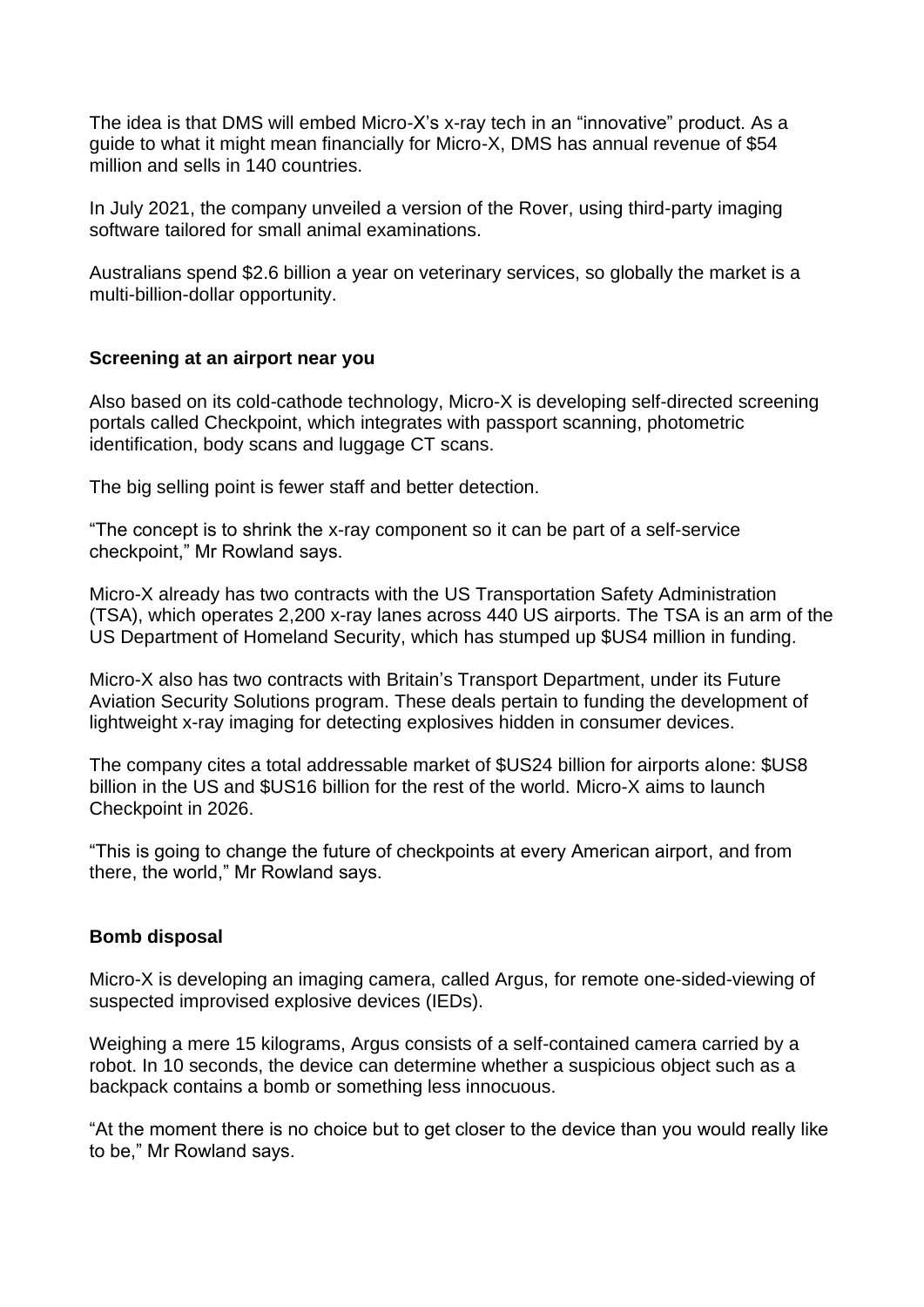The idea is that DMS will embed Micro-X's x-ray tech in an "innovative" product. As a guide to what it might mean financially for Micro-X, DMS has annual revenue of $54 million and sells in 140 countries.

In July 2021, the company unveiled a version of the Rover, using third-party imaging software tailored for small animal examinations.

Australians spend $2.6 billion a year on veterinary services, so globally the market is a multi-billion-dollar opportunity.

**Screening at an airport near you**

Also based on its cold-cathode technology, Micro-X is developing self-directed screening portals called Checkpoint, which integrates with passport scanning, photometric identification, body scans and luggage CT scans.

The big selling point is fewer staff and better detection.

"The concept is to shrink the x-ray component so it can be part of a self-service checkpoint," Mr Rowland says.

Micro-X already has two contracts with the US Transportation Safety Administration (TSA), which operates 2,200 x-ray lanes across 440 US airports. The TSA is an arm of the US Department of Homeland Security, which has stumped up $US4 million in funding.

Micro-X also has two contracts with Britain's Transport Department, under its Future Aviation Security Solutions program. These deals pertain to funding the development of lightweight x-ray imaging for detecting explosives hidden in consumer devices.

The company cites a total addressable market of $US24 billion for airports alone: $US8 billion in the US and $US16 billion for the rest of the world. Micro-X aims to launch Checkpoint in 2026.

"This is going to change the future of checkpoints at every American airport, and from there, the world," Mr Rowland says.

**Bomb disposal**

Micro-X is developing an imaging camera, called Argus, for remote one-sided-viewing of suspected improvised explosive devices (IEDs).

Weighing a mere 15 kilograms, Argus consists of a self-contained camera carried by a robot. In 10 seconds, the device can determine whether a suspicious object such as a backpack contains a bomb or something less innocuous.

"At the moment there is no choice but to get closer to the device than you would really like to be," Mr Rowland says.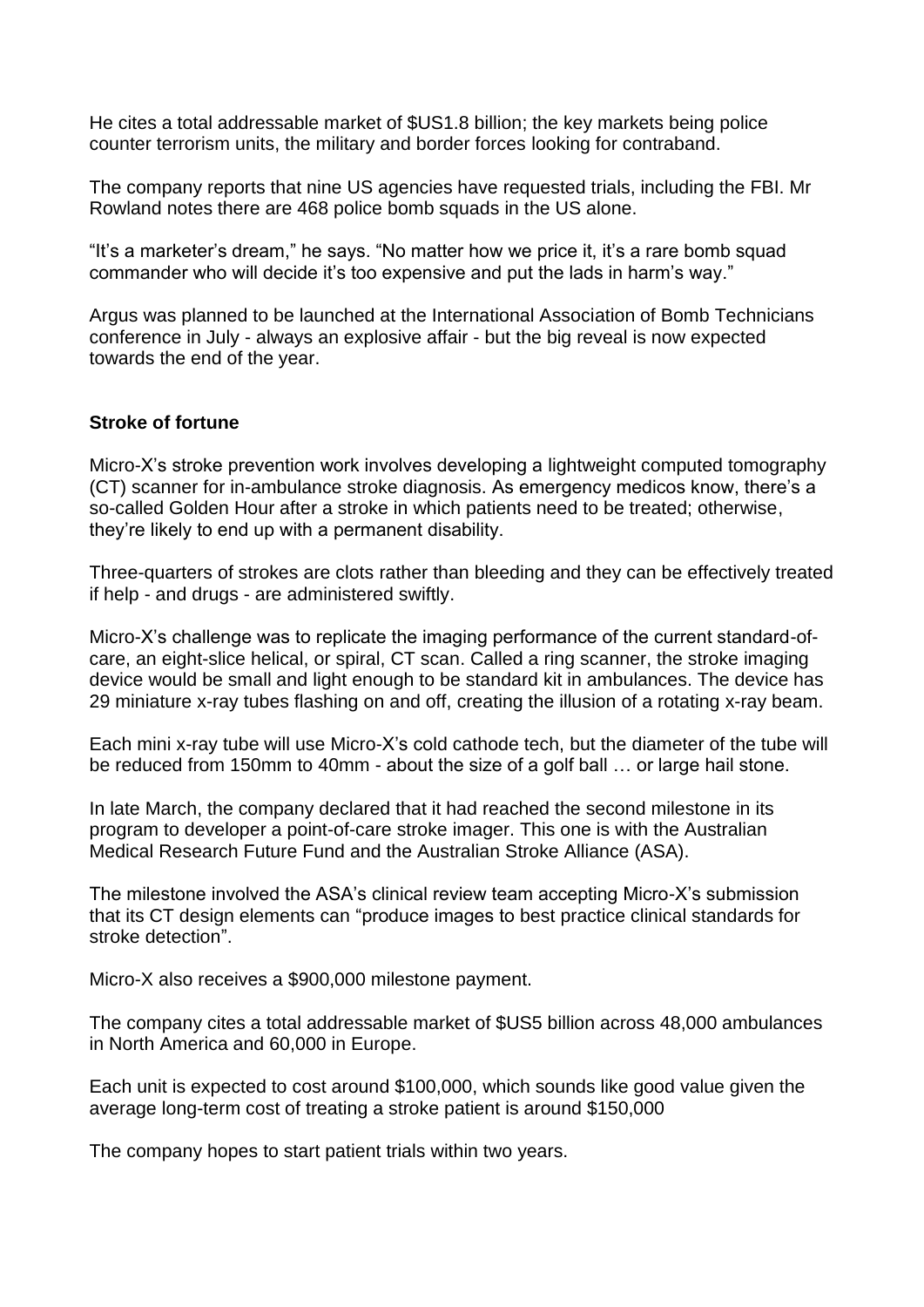He cites a total addressable market of $US1.8 billion; the key markets being police counter terrorism units, the military and border forces looking for contraband.

The company reports that nine US agencies have requested trials, including the FBI. Mr Rowland notes there are 468 police bomb squads in the US alone.

"It's a marketer's dream," he says. "No matter how we price it, it's a rare bomb squad commander who will decide it's too expensive and put the lads in harm's way."

Argus was planned to be launched at the International Association of Bomb Technicians conference in July - always an explosive affair - but the big reveal is now expected towards the end of the year.

**Stroke of fortune**

Micro-X's stroke prevention work involves developing a lightweight computed tomography (CT) scanner for in-ambulance stroke diagnosis. As emergency medicos know, there's a so-called Golden Hour after a stroke in which patients need to be treated; otherwise, they're likely to end up with a permanent disability.

Three-quarters of strokes are clots rather than bleeding and they can be effectively treated if help - and drugs - are administered swiftly.

Micro-X's challenge was to replicate the imaging performance of the current standard-of-care, an eight-slice helical, or spiral, CT scan. Called a ring scanner, the stroke imaging device would be small and light enough to be standard kit in ambulances. The device has 29 miniature x-ray tubes flashing on and off, creating the illusion of a rotating x-ray beam.

Each mini x-ray tube will use Micro-X's cold cathode tech, but the diameter of the tube will be reduced from 150mm to 40mm - about the size of a golf ball … or large hail stone.

In late March, the company declared that it had reached the second milestone in its program to developer a point-of-care stroke imager. This one is with the Australian Medical Research Future Fund and the Australian Stroke Alliance (ASA).

The milestone involved the ASA's clinical review team accepting Micro-X's submission that its CT design elements can "produce images to best practice clinical standards for stroke detection".

Micro-X also receives a $900,000 milestone payment.

The company cites a total addressable market of $US5 billion across 48,000 ambulances in North America and 60,000 in Europe.

Each unit is expected to cost around $100,000, which sounds like good value given the average long-term cost of treating a stroke patient is around $150,000

The company hopes to start patient trials within two years.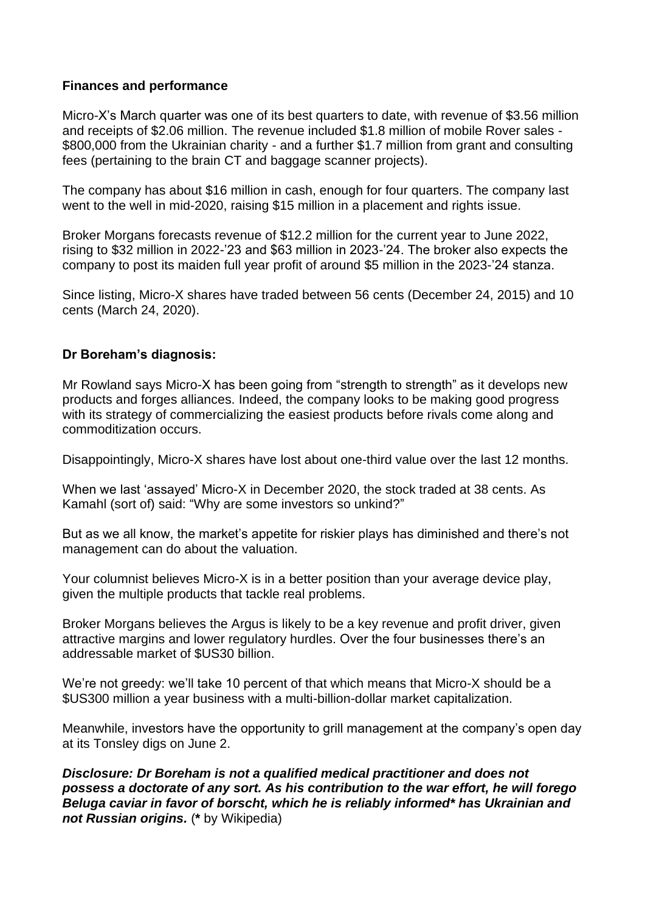**Finances and performance**

Micro-X's March quarter was one of its best quarters to date, with revenue of $3.56 million and receipts of $2.06 million. The revenue included $1.8 million of mobile Rover sales - $800,000 from the Ukrainian charity - and a further $1.7 million from grant and consulting fees (pertaining to the brain CT and baggage scanner projects).

The company has about $16 million in cash, enough for four quarters. The company last went to the well in mid-2020, raising $15 million in a placement and rights issue.

Broker Morgans forecasts revenue of $12.2 million for the current year to June 2022, rising to $32 million in 2022-'23 and $63 million in 2023-'24. The broker also expects the company to post its maiden full year profit of around $5 million in the 2023-'24 stanza.

Since listing, Micro-X shares have traded between 56 cents (December 24, 2015) and 10 cents (March 24, 2020).

**Dr Boreham's diagnosis:**

Mr Rowland says Micro-X has been going from "strength to strength" as it develops new products and forges alliances. Indeed, the company looks to be making good progress with its strategy of commercializing the easiest products before rivals come along and commoditization occurs.

Disappointingly, Micro-X shares have lost about one-third value over the last 12 months.

When we last 'assayed' Micro-X in December 2020, the stock traded at 38 cents. As Kamahl (sort of) said: "Why are some investors so unkind?"

But as we all know, the market's appetite for riskier plays has diminished and there's not management can do about the valuation.

Your columnist believes Micro-X is in a better position than your average device play, given the multiple products that tackle real problems.

Broker Morgans believes the Argus is likely to be a key revenue and profit driver, given attractive margins and lower regulatory hurdles. Over the four businesses there's an addressable market of $US30 billion.

We're not greedy: we'll take 10 percent of that which means that Micro-X should be a $US300 million a year business with a multi-billion-dollar market capitalization.

Meanwhile, investors have the opportunity to grill management at the company's open day at its Tonsley digs on June 2.

***Disclosure: Dr Boreham is not a qualified medical practitioner and does not possess a doctorate of any sort. As his contribution to the war effort, he will forego Beluga caviar in favor of borscht, which he is reliably informed* has Ukrainian and not Russian origins.*** (**\*** by Wikipedia)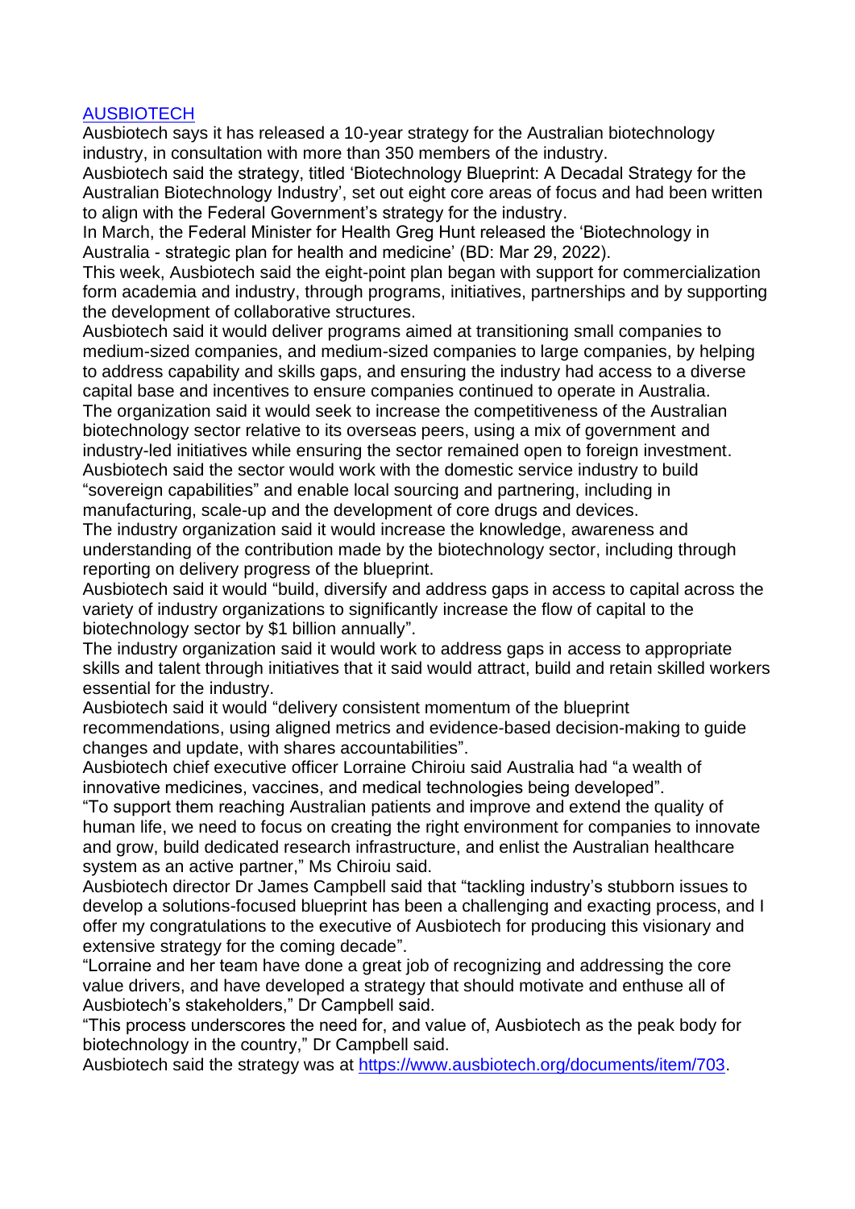[AUSBIOTECH]

Ausbiotech says it has released a 10-year strategy for the Australian biotechnology industry, in consultation with more than 350 members of the industry.

Ausbiotech said the strategy, titled 'Biotechnology Blueprint: A Decadal Strategy for the Australian Biotechnology Industry', set out eight core areas of focus and had been written to align with the Federal Government's strategy for the industry.

In March, the Federal Minister for Health Greg Hunt released the 'Biotechnology in Australia - strategic plan for health and medicine' (BD: Mar 29, 2022).

This week, Ausbiotech said the eight-point plan began with support for commercialization form academia and industry, through programs, initiatives, partnerships and by supporting the development of collaborative structures.

Ausbiotech said it would deliver programs aimed at transitioning small companies to medium-sized companies, and medium-sized companies to large companies, by helping to address capability and skills gaps, and ensuring the industry had access to a diverse capital base and incentives to ensure companies continued to operate in Australia.

The organization said it would seek to increase the competitiveness of the Australian biotechnology sector relative to its overseas peers, using a mix of government and industry-led initiatives while ensuring the sector remained open to foreign investment.

Ausbiotech said the sector would work with the domestic service industry to build "sovereign capabilities" and enable local sourcing and partnering, including in manufacturing, scale-up and the development of core drugs and devices.

The industry organization said it would increase the knowledge, awareness and understanding of the contribution made by the biotechnology sector, including through reporting on delivery progress of the blueprint.

Ausbiotech said it would "build, diversify and address gaps in access to capital across the variety of industry organizations to significantly increase the flow of capital to the biotechnology sector by $1 billion annually".

The industry organization said it would work to address gaps in access to appropriate skills and talent through initiatives that it said would attract, build and retain skilled workers essential for the industry.

Ausbiotech said it would "delivery consistent momentum of the blueprint recommendations, using aligned metrics and evidence-based decision-making to guide changes and update, with shares accountabilities".

Ausbiotech chief executive officer Lorraine Chiroiu said Australia had "a wealth of innovative medicines, vaccines, and medical technologies being developed".

"To support them reaching Australian patients and improve and extend the quality of human life, we need to focus on creating the right environment for companies to innovate and grow, build dedicated research infrastructure, and enlist the Australian healthcare system as an active partner," Ms Chiroiu said.

Ausbiotech director Dr James Campbell said that "tackling industry's stubborn issues to develop a solutions-focused blueprint has been a challenging and exacting process, and I offer my congratulations to the executive of Ausbiotech for producing this visionary and extensive strategy for the coming decade".

"Lorraine and her team have done a great job of recognizing and addressing the core value drivers, and have developed a strategy that should motivate and enthuse all of Ausbiotech's stakeholders," Dr Campbell said.

"This process underscores the need for, and value of, Ausbiotech as the peak body for biotechnology in the country," Dr Campbell said.

Ausbiotech said the strategy was at https://www.ausbiotech.org/documents/item/703.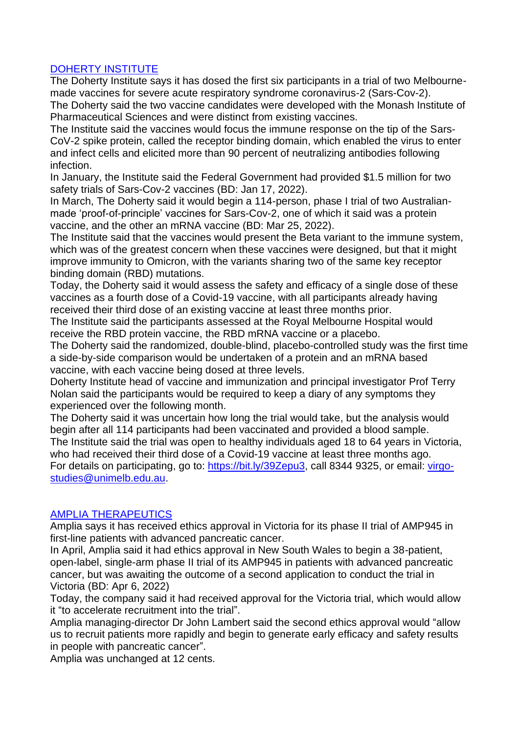## [DOHERTY INSTITUTE]

The Doherty Institute says it has dosed the first six participants in a trial of two Melbourne-made vaccines for severe acute respiratory syndrome coronavirus-2 (Sars-Cov-2).

The Doherty said the two vaccine candidates were developed with the Monash Institute of Pharmaceutical Sciences and were distinct from existing vaccines.

The Institute said the vaccines would focus the immune response on the tip of the Sars-CoV-2 spike protein, called the receptor binding domain, which enabled the virus to enter and infect cells and elicited more than 90 percent of neutralizing antibodies following infection.

In January, the Institute said the Federal Government had provided $1.5 million for two safety trials of Sars-Cov-2 vaccines (BD: Jan 17, 2022).

In March, The Doherty said it would begin a 114-person, phase I trial of two Australian-made 'proof-of-principle' vaccines for Sars-Cov-2, one of which it said was a protein vaccine, and the other an mRNA vaccine (BD: Mar 25, 2022).

The Institute said that the vaccines would present the Beta variant to the immune system, which was of the greatest concern when these vaccines were designed, but that it might improve immunity to Omicron, with the variants sharing two of the same key receptor binding domain (RBD) mutations.

Today, the Doherty said it would assess the safety and efficacy of a single dose of these vaccines as a fourth dose of a Covid-19 vaccine, with all participants already having received their third dose of an existing vaccine at least three months prior.

The Institute said the participants assessed at the Royal Melbourne Hospital would receive the RBD protein vaccine, the RBD mRNA vaccine or a placebo.

The Doherty said the randomized, double-blind, placebo-controlled study was the first time a side-by-side comparison would be undertaken of a protein and an mRNA based vaccine, with each vaccine being dosed at three levels.

Doherty Institute head of vaccine and immunization and principal investigator Prof Terry Nolan said the participants would be required to keep a diary of any symptoms they experienced over the following month.

The Doherty said it was uncertain how long the trial would take, but the analysis would begin after all 114 participants had been vaccinated and provided a blood sample.

The Institute said the trial was open to healthy individuals aged 18 to 64 years in Victoria, who had received their third dose of a Covid-19 vaccine at least three months ago.

For details on participating, go to: https://bit.ly/39Zepu3, call 8344 9325, or email: virgo-studies@unimelb.edu.au.

## [AMPLIA THERAPEUTICS]

Amplia says it has received ethics approval in Victoria for its phase II trial of AMP945 in first-line patients with advanced pancreatic cancer.

In April, Amplia said it had ethics approval in New South Wales to begin a 38-patient, open-label, single-arm phase II trial of its AMP945 in patients with advanced pancreatic cancer, but was awaiting the outcome of a second application to conduct the trial in Victoria (BD: Apr 6, 2022)

Today, the company said it had received approval for the Victoria trial, which would allow it "to accelerate recruitment into the trial".

Amplia managing-director Dr John Lambert said the second ethics approval would "allow us to recruit patients more rapidly and begin to generate early efficacy and safety results in people with pancreatic cancer".

Amplia was unchanged at 12 cents.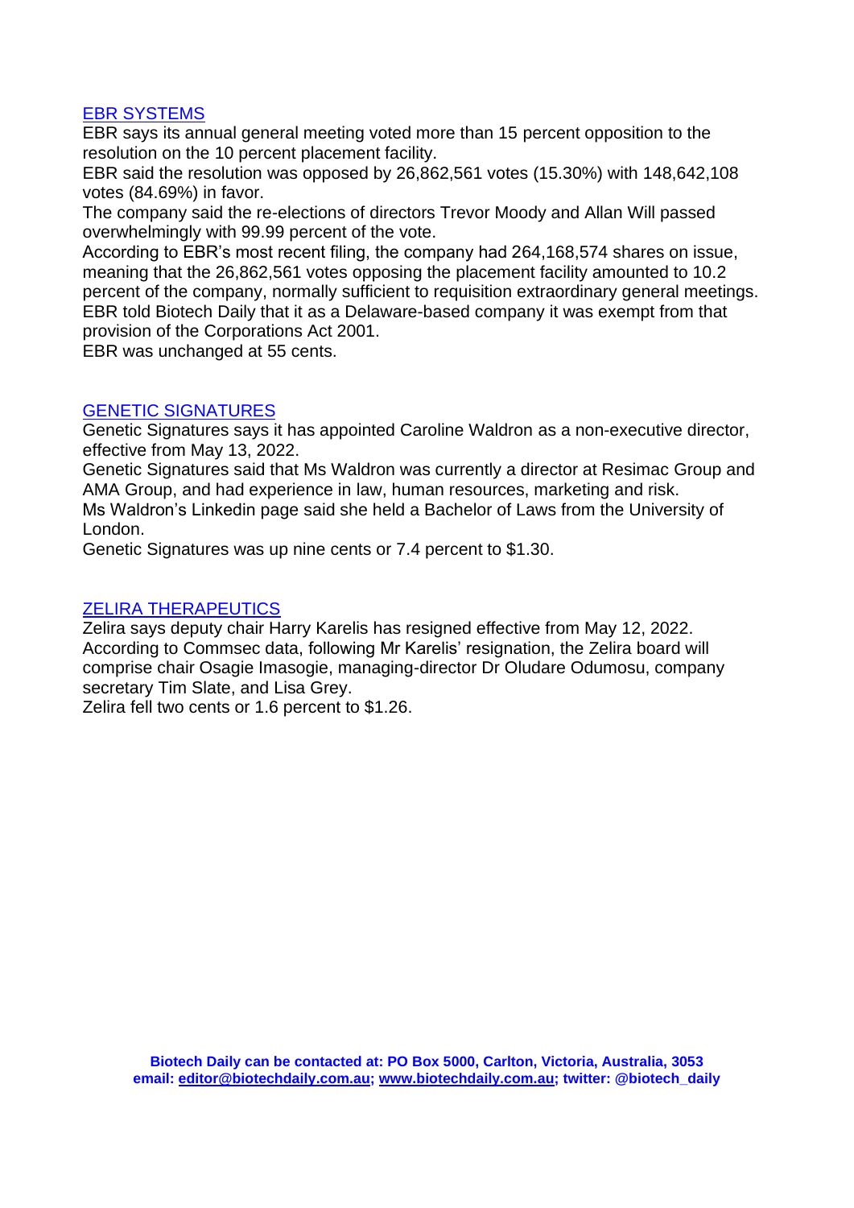## EBR SYSTEMS

EBR says its annual general meeting voted more than 15 percent opposition to the resolution on the 10 percent placement facility.

EBR said the resolution was opposed by 26,862,561 votes (15.30%) with 148,642,108 votes (84.69%) in favor.

The company said the re-elections of directors Trevor Moody and Allan Will passed overwhelmingly with 99.99 percent of the vote.

According to EBR's most recent filing, the company had 264,168,574 shares on issue, meaning that the 26,862,561 votes opposing the placement facility amounted to 10.2 percent of the company, normally sufficient to requisition extraordinary general meetings.

EBR told Biotech Daily that it as a Delaware-based company it was exempt from that provision of the Corporations Act 2001.

EBR was unchanged at 55 cents.

## GENETIC SIGNATURES

Genetic Signatures says it has appointed Caroline Waldron as a non-executive director, effective from May 13, 2022.

Genetic Signatures said that Ms Waldron was currently a director at Resimac Group and AMA Group, and had experience in law, human resources, marketing and risk.

Ms Waldron's Linkedin page said she held a Bachelor of Laws from the University of London.

Genetic Signatures was up nine cents or 7.4 percent to $1.30.

## ZELIRA THERAPEUTICS

Zelira says deputy chair Harry Karelis has resigned effective from May 12, 2022.

According to Commsec data, following Mr Karelis' resignation, the Zelira board will comprise chair Osagie Imasogie, managing-director Dr Oludare Odumosu, company secretary Tim Slate, and Lisa Grey.

Zelira fell two cents or 1.6 percent to $1.26.

**Biotech Daily can be contacted at: PO Box 5000, Carlton, Victoria, Australia, 3053**
**email: editor@biotechdaily.com.au; www.biotechdaily.com.au; twitter: @biotech_daily**